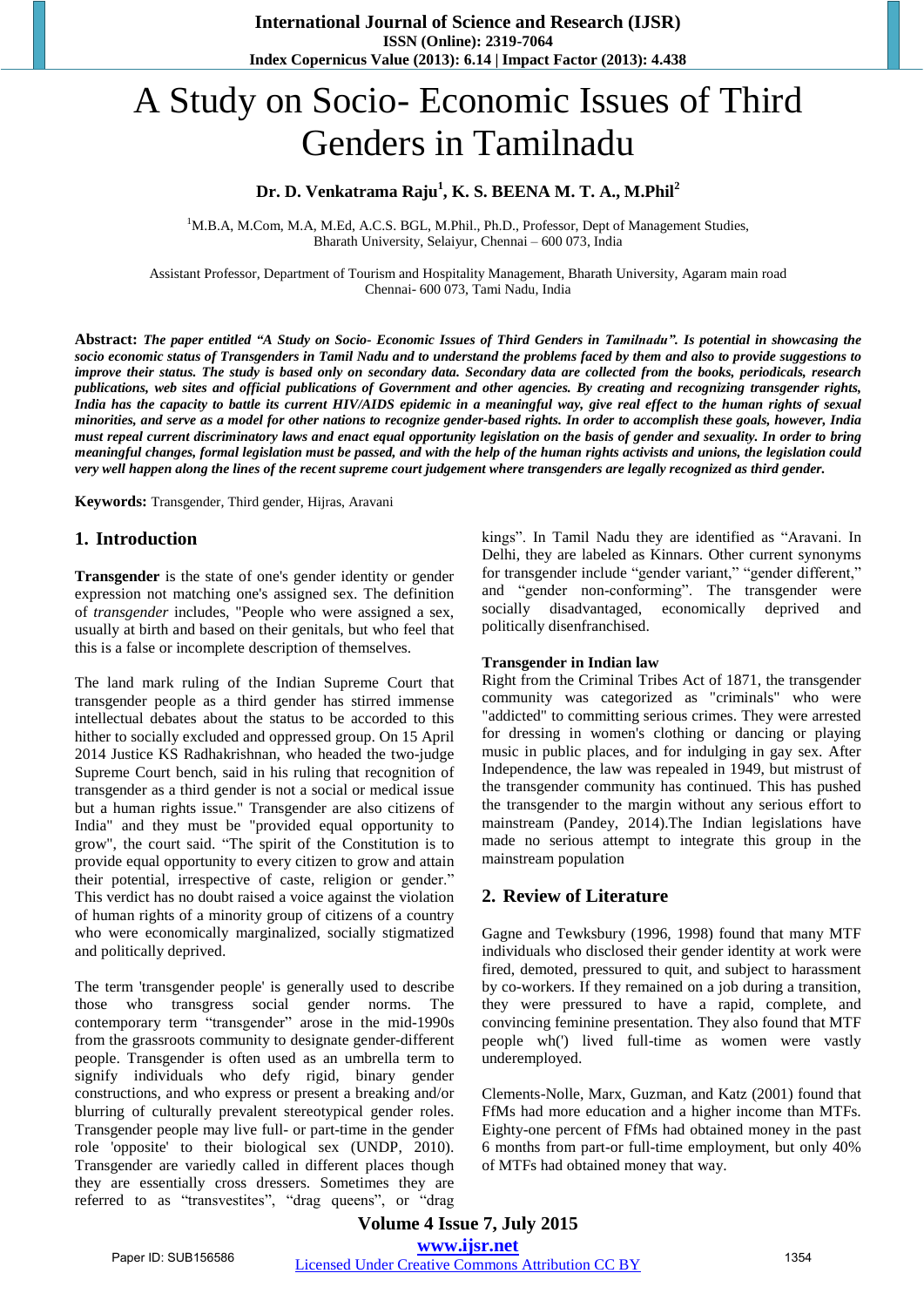# A Study on Socio- Economic Issues of Third Genders in Tamilnadu

**Dr. D. Venkatrama Raju[1], K. S. BEENA M. T. A., M.Phil[2]**

[1]M.B.A, M.Com, M.A, M.Ed, A.C.S. BGL, M.Phil., Ph.D., Professor, Dept of Management Studies, Bharath University, Selaiyur, Chennai – 600 073, India

Assistant Professor, Department of Tourism and Hospitality Management, Bharath University, Agaram main road Chennai- 600 073, Tami Nadu, India

**Abstract:** ***The paper entitled "A Study on Socio- Economic Issues of Third Genders in Tamilnadu". Is potential in showcasing the socio economic status of Transgenders in Tamil Nadu and to understand the problems faced by them and also to provide suggestions to improve their status. The study is based only on secondary data. Secondary data are collected from the books, periodicals, research publications, web sites and official publications of Government and other agencies. By creating and recognizing transgender rights, India has the capacity to battle its current HIV/AIDS epidemic in a meaningful way, give real effect to the human rights of sexual minorities, and serve as a model for other nations to recognize gender-based rights. In order to accomplish these goals, however, India must repeal current discriminatory laws and enact equal opportunity legislation on the basis of gender and sexuality. In order to bring meaningful changes, formal legislation must be passed, and with the help of the human rights activists and unions, the legislation could very well happen along the lines of the recent supreme court judgement where transgenders are legally recognized as third gender.***

**Keywords:** Transgender, Third gender, Hijras, Aravani

## 1. Introduction

**Transgender** is the state of one's gender identity or gender expression not matching one's assigned sex. The definition of *transgender* includes, "People who were assigned a sex, usually at birth and based on their genitals, but who feel that this is a false or incomplete description of themselves.

The land mark ruling of the Indian Supreme Court that transgender people as a third gender has stirred immense intellectual debates about the status to be accorded to this hither to socially excluded and oppressed group. On 15 April 2014 Justice KS Radhakrishnan, who headed the two-judge Supreme Court bench, said in his ruling that recognition of transgender as a third gender is not a social or medical issue but a human rights issue." Transgender are also citizens of India" and they must be "provided equal opportunity to grow", the court said. "The spirit of the Constitution is to provide equal opportunity to every citizen to grow and attain their potential, irrespective of caste, religion or gender." This verdict has no doubt raised a voice against the violation of human rights of a minority group of citizens of a country who were economically marginalized, socially stigmatized and politically deprived.

The term 'transgender people' is generally used to describe those who transgress social gender norms. The contemporary term "transgender" arose in the mid-1990s from the grassroots community to designate gender-different people. Transgender is often used as an umbrella term to signify individuals who defy rigid, binary gender constructions, and who express or present a breaking and/or blurring of culturally prevalent stereotypical gender roles. Transgender people may live full- or part-time in the gender role 'opposite' to their biological sex (UNDP, 2010). Transgender are variedly called in different places though they are essentially cross dressers. Sometimes they are referred to as "transvestites", "drag queens", or "drag kings". In Tamil Nadu they are identified as "Aravani. In Delhi, they are labeled as Kinnars. Other current synonyms for transgender include "gender variant," "gender different," and "gender non-conforming". The transgender were socially disadvantaged, economically deprived and politically disenfranchised.

**Transgender in Indian law**

Right from the Criminal Tribes Act of 1871, the transgender community was categorized as "criminals" who were "addicted" to committing serious crimes. They were arrested for dressing in women's clothing or dancing or playing music in public places, and for indulging in gay sex. After Independence, the law was repealed in 1949, but mistrust of the transgender community has continued. This has pushed the transgender to the margin without any serious effort to mainstream (Pandey, 2014).The Indian legislations have made no serious attempt to integrate this group in the mainstream population

## 2. Review of Literature

Gagne and Tewksbury (1996, 1998) found that many MTF individuals who disclosed their gender identity at work were fired, demoted, pressured to quit, and subject to harassment by co-workers. If they remained on a job during a transition, they were pressured to have a rapid, complete, and convincing feminine presentation. They also found that MTF people wh(') lived full-time as women were vastly underemployed.

Clements-Nolle, Marx, Guzman, and Katz (2001) found that FfMs had more education and a higher income than MTFs. Eighty-one percent of FfMs had obtained money in the past 6 months from part-or full-time employment, but only 40% of MTFs had obtained money that way.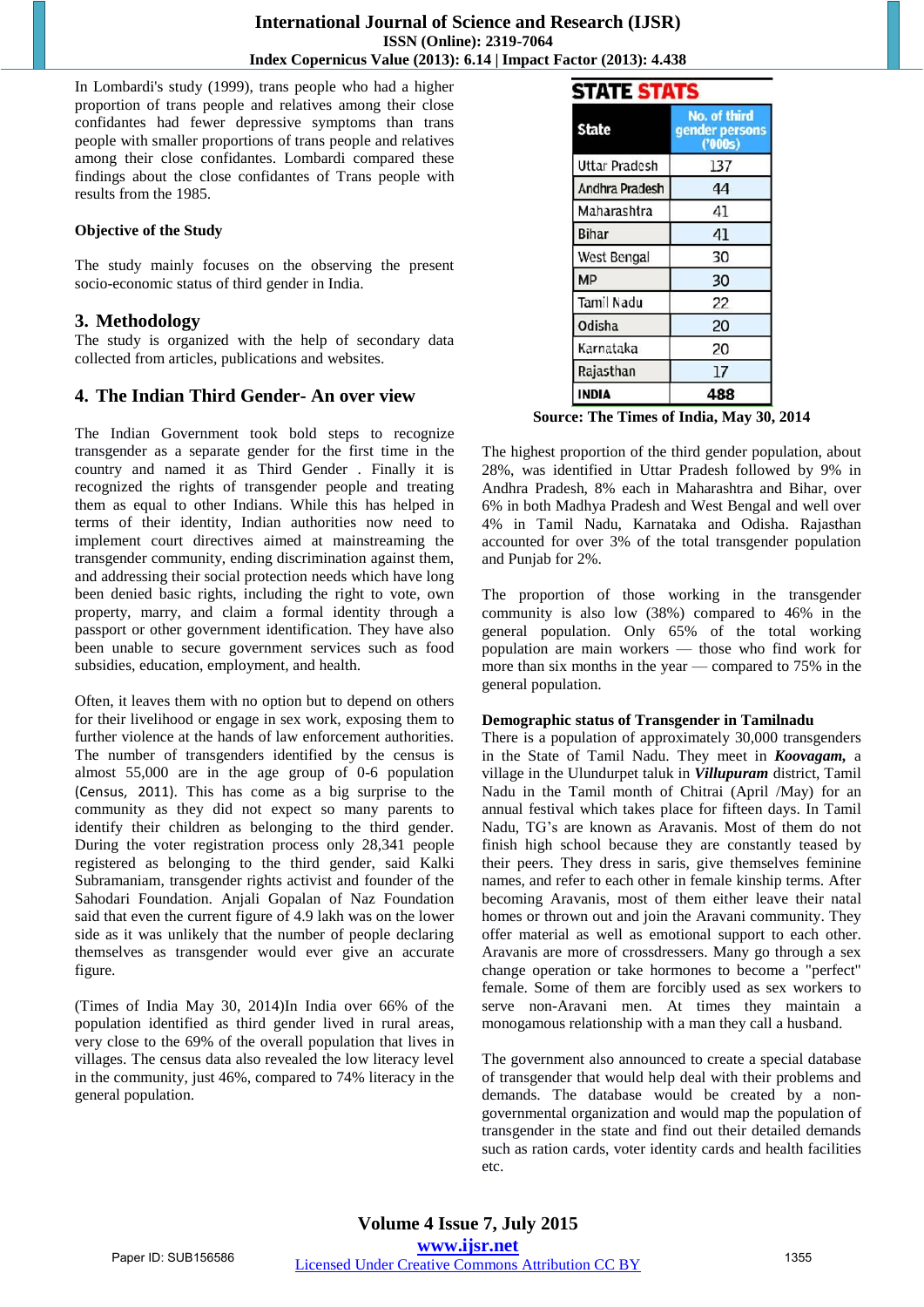In Lombardi's study (1999), trans people who had a higher proportion of trans people and relatives among their close confidantes had fewer depressive symptoms than trans people with smaller proportions of trans people and relatives among their close confidantes. Lombardi compared these findings about the close confidantes of Trans people with results from the 1985.

**Objective of the Study**

The study mainly focuses on the observing the present socio-economic status of third gender in India.

## 3. Methodology

The study is organized with the help of secondary data collected from articles, publications and websites.

## 4. The Indian Third Gender- An over view

The Indian Government took bold steps to recognize transgender as a separate gender for the first time in the country and named it as Third Gender . Finally it is recognized the rights of transgender people and treating them as equal to other Indians. While this has helped in terms of their identity, Indian authorities now need to implement court directives aimed at mainstreaming the transgender community, ending discrimination against them, and addressing their social protection needs which have long been denied basic rights, including the right to vote, own property, marry, and claim a formal identity through a passport or other government identification. They have also been unable to secure government services such as food subsidies, education, employment, and health.

Often, it leaves them with no option but to depend on others for their livelihood or engage in sex work, exposing them to further violence at the hands of law enforcement authorities. The number of transgenders identified by the census is almost 55,000 are in the age group of 0-6 population (Census, 2011). This has come as a big surprise to the community as they did not expect so many parents to identify their children as belonging to the third gender. During the voter registration process only 28,341 people registered as belonging to the third gender, said Kalki Subramaniam, transgender rights activist and founder of the Sahodari Foundation. Anjali Gopalan of Naz Foundation said that even the current figure of 4.9 lakh was on the lower side as it was unlikely that the number of people declaring themselves as transgender would ever give an accurate figure.

(Times of India May 30, 2014)In India over 66% of the population identified as third gender lived in rural areas, very close to the 69% of the overall population that lives in villages. The census data also revealed the low literacy level in the community, just 46%, compared to 74% literacy in the general population.

**STATE STATS**

| State | No. of third gender persons ('000s) |
|---|---|
| Uttar Pradesh | 137 |
| Andhra Pradesh | 44 |
| Maharashtra | 41 |
| Bihar | 41 |
| West Bengal | 30 |
| MP | 30 |
| Tamil Nadu | 22 |
| Odisha | 20 |
| Karnataka | 20 |
| Rajasthan | 17 |
| INDIA | 488 |

**Source: The Times of India, May 30, 2014**

The highest proportion of the third gender population, about 28%, was identified in Uttar Pradesh followed by 9% in Andhra Pradesh, 8% each in Maharashtra and Bihar, over 6% in both Madhya Pradesh and West Bengal and well over 4% in Tamil Nadu, Karnataka and Odisha. Rajasthan accounted for over 3% of the total transgender population and Punjab for 2%.

The proportion of those working in the transgender community is also low (38%) compared to 46% in the general population. Only 65% of the total working population are main workers — those who find work for more than six months in the year — compared to 75% in the general population.

**Demographic status of Transgender in Tamilnadu**

There is a population of approximately 30,000 transgenders in the State of Tamil Nadu. They meet in ***Koovagam,*** a village in the Ulundurpet taluk in ***Villupuram*** district, Tamil Nadu in the Tamil month of Chitrai (April /May) for an annual festival which takes place for fifteen days. In Tamil Nadu, TG's are known as Aravanis. Most of them do not finish high school because they are constantly teased by their peers. They dress in saris, give themselves feminine names, and refer to each other in female kinship terms. After becoming Aravanis, most of them either leave their natal homes or thrown out and join the Aravani community. They offer material as well as emotional support to each other. Aravanis are more of crossdressers. Many go through a sex change operation or take hormones to become a "perfect" female. Some of them are forcibly used as sex workers to serve non-Aravani men. At times they maintain a monogamous relationship with a man they call a husband.

The government also announced to create a special database of transgender that would help deal with their problems and demands. The database would be created by a non-governmental organization and would map the population of transgender in the state and find out their detailed demands such as ration cards, voter identity cards and health facilities etc.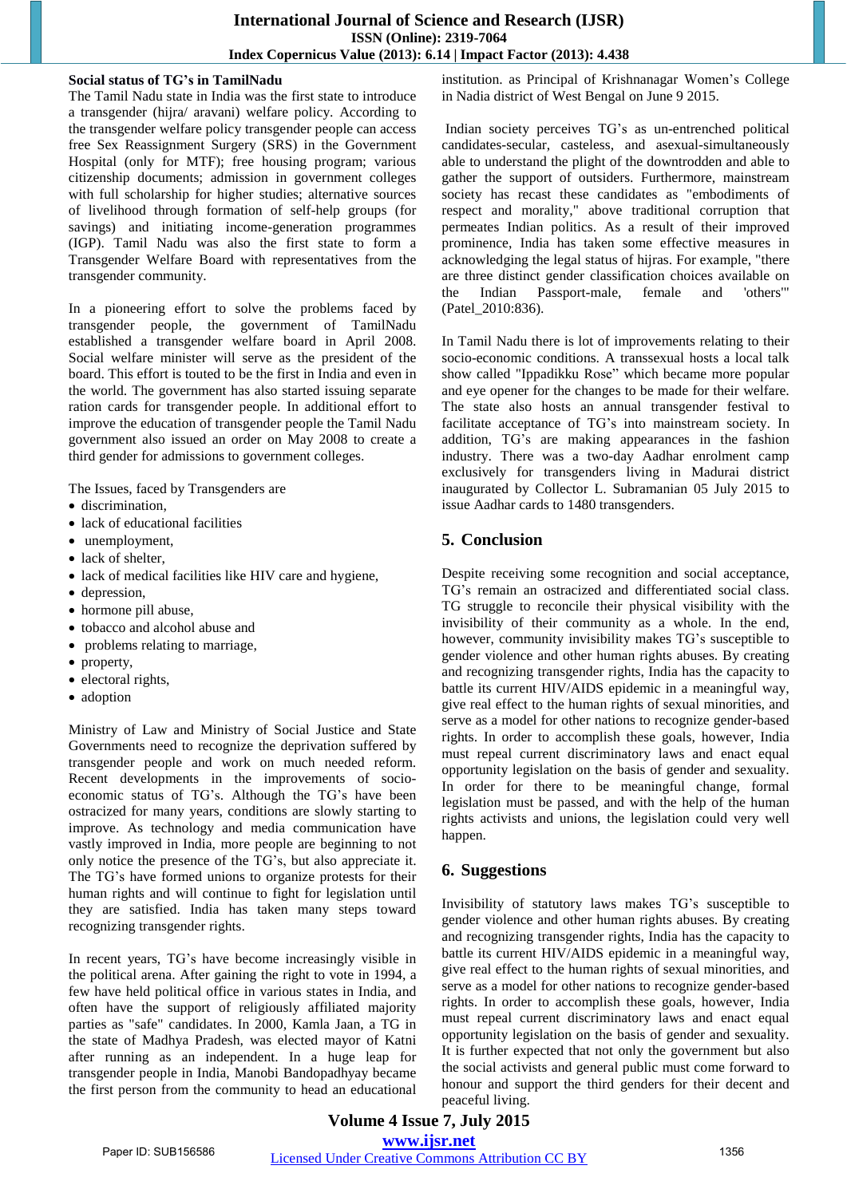**Social status of TG's in TamilNadu**

The Tamil Nadu state in India was the first state to introduce a transgender (hijra/ aravani) welfare policy. According to the transgender welfare policy transgender people can access free Sex Reassignment Surgery (SRS) in the Government Hospital (only for MTF); free housing program; various citizenship documents; admission in government colleges with full scholarship for higher studies; alternative sources of livelihood through formation of self-help groups (for savings) and initiating income-generation programmes (IGP). Tamil Nadu was also the first state to form a Transgender Welfare Board with representatives from the transgender community.

In a pioneering effort to solve the problems faced by transgender people, the government of TamilNadu established a transgender welfare board in April 2008. Social welfare minister will serve as the president of the board. This effort is touted to be the first in India and even in the world. The government has also started issuing separate ration cards for transgender people. In additional effort to improve the education of transgender people the Tamil Nadu government also issued an order on May 2008 to create a third gender for admissions to government colleges.

The Issues, faced by Transgenders are

- discrimination,
- lack of educational facilities
- unemployment,
- lack of shelter,
- lack of medical facilities like HIV care and hygiene,
- depression,
- hormone pill abuse,
- tobacco and alcohol abuse and
- problems relating to marriage,
- property,
- electoral rights,
- adoption

Ministry of Law and Ministry of Social Justice and State Governments need to recognize the deprivation suffered by transgender people and work on much needed reform. Recent developments in the improvements of socio-economic status of TG's. Although the TG's have been ostracized for many years, conditions are slowly starting to improve. As technology and media communication have vastly improved in India, more people are beginning to not only notice the presence of the TG's, but also appreciate it. The TG's have formed unions to organize protests for their human rights and will continue to fight for legislation until they are satisfied. India has taken many steps toward recognizing transgender rights.

In recent years, TG's have become increasingly visible in the political arena. After gaining the right to vote in 1994, a few have held political office in various states in India, and often have the support of religiously affiliated majority parties as "safe" candidates. In 2000, Kamla Jaan, a TG in the state of Madhya Pradesh, was elected mayor of Katni after running as an independent. In a huge leap for transgender people in India, Manobi Bandopadhyay became the first person from the community to head an educational institution. as Principal of Krishnanagar Women's College in Nadia district of West Bengal on June 9 2015.

Indian society perceives TG's as un-entrenched political candidates-secular, casteless, and asexual-simultaneously able to understand the plight of the downtrodden and able to gather the support of outsiders. Furthermore, mainstream society has recast these candidates as "embodiments of respect and morality," above traditional corruption that permeates Indian politics. As a result of their improved prominence, India has taken some effective measures in acknowledging the legal status of hijras. For example, "there are three distinct gender classification choices available on the Indian Passport-male, female and 'others'" (Patel_2010:836).

In Tamil Nadu there is lot of improvements relating to their socio-economic conditions. A transsexual hosts a local talk show called "Ippadikku Rose" which became more popular and eye opener for the changes to be made for their welfare. The state also hosts an annual transgender festival to facilitate acceptance of TG's into mainstream society. In addition, TG's are making appearances in the fashion industry. There was a two-day Aadhar enrolment camp exclusively for transgenders living in Madurai district inaugurated by Collector L. Subramanian 05 July 2015 to issue Aadhar cards to 1480 transgenders.

## 5. Conclusion

Despite receiving some recognition and social acceptance, TG's remain an ostracized and differentiated social class. TG struggle to reconcile their physical visibility with the invisibility of their community as a whole. In the end, however, community invisibility makes TG's susceptible to gender violence and other human rights abuses. By creating and recognizing transgender rights, India has the capacity to battle its current HIV/AIDS epidemic in a meaningful way, give real effect to the human rights of sexual minorities, and serve as a model for other nations to recognize gender-based rights. In order to accomplish these goals, however, India must repeal current discriminatory laws and enact equal opportunity legislation on the basis of gender and sexuality. In order for there to be meaningful change, formal legislation must be passed, and with the help of the human rights activists and unions, the legislation could very well happen.

## 6. Suggestions

Invisibility of statutory laws makes TG's susceptible to gender violence and other human rights abuses. By creating and recognizing transgender rights, India has the capacity to battle its current HIV/AIDS epidemic in a meaningful way, give real effect to the human rights of sexual minorities, and serve as a model for other nations to recognize gender-based rights. In order to accomplish these goals, however, India must repeal current discriminatory laws and enact equal opportunity legislation on the basis of gender and sexuality. It is further expected that not only the government but also the social activists and general public must come forward to honour and support the third genders for their decent and peaceful living.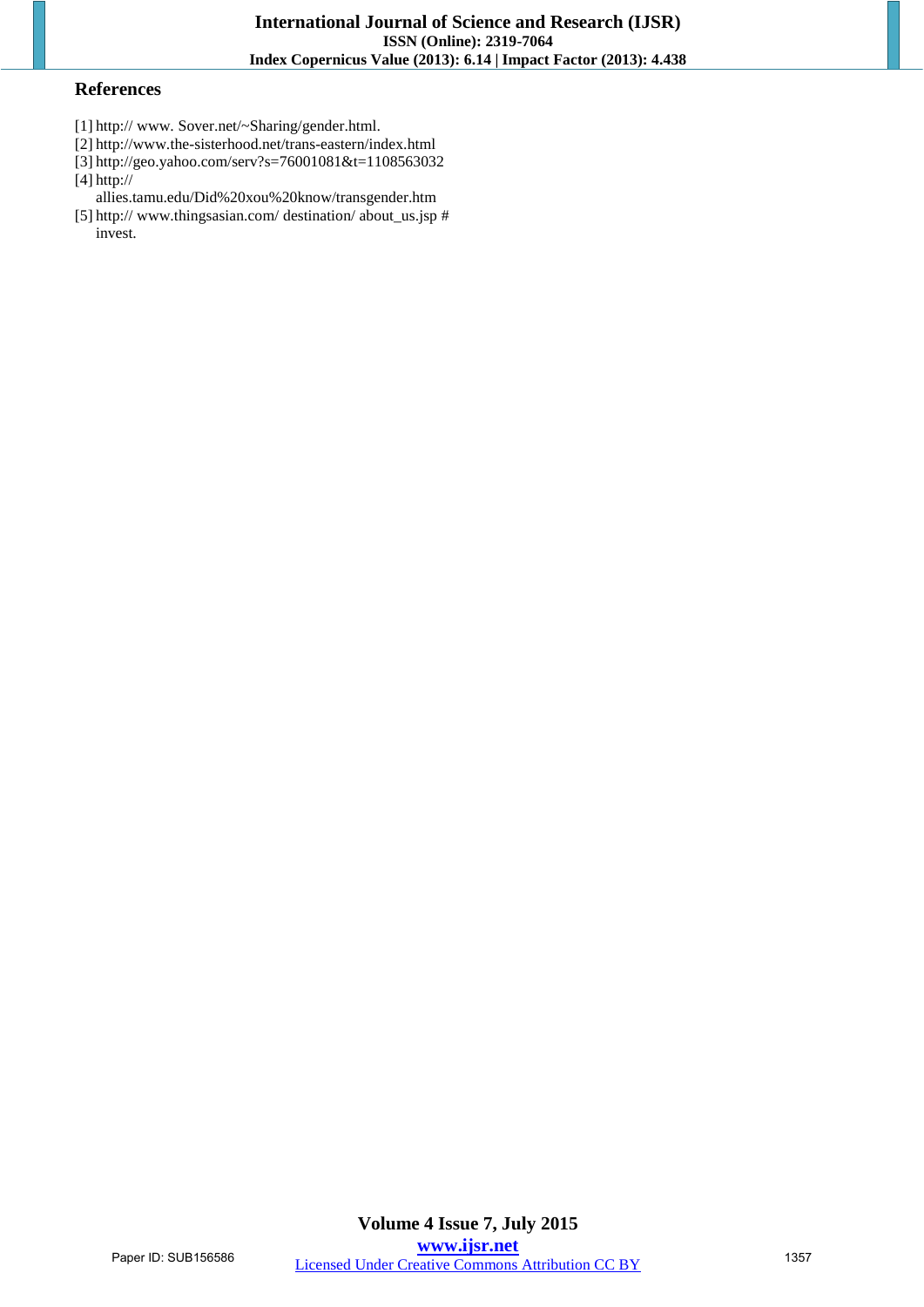## References

[1] http:// www. Sover.net/~Sharing/gender.html.

[2] http://www.the-sisterhood.net/trans-eastern/index.html

[3] http://geo.yahoo.com/serv?s=76001081&t=1108563032

[4] http:// allies.tamu.edu/Did%20xou%20know/transgender.htm

[5] http:// www.thingsasian.com/ destination/ about_us.jsp # invest.